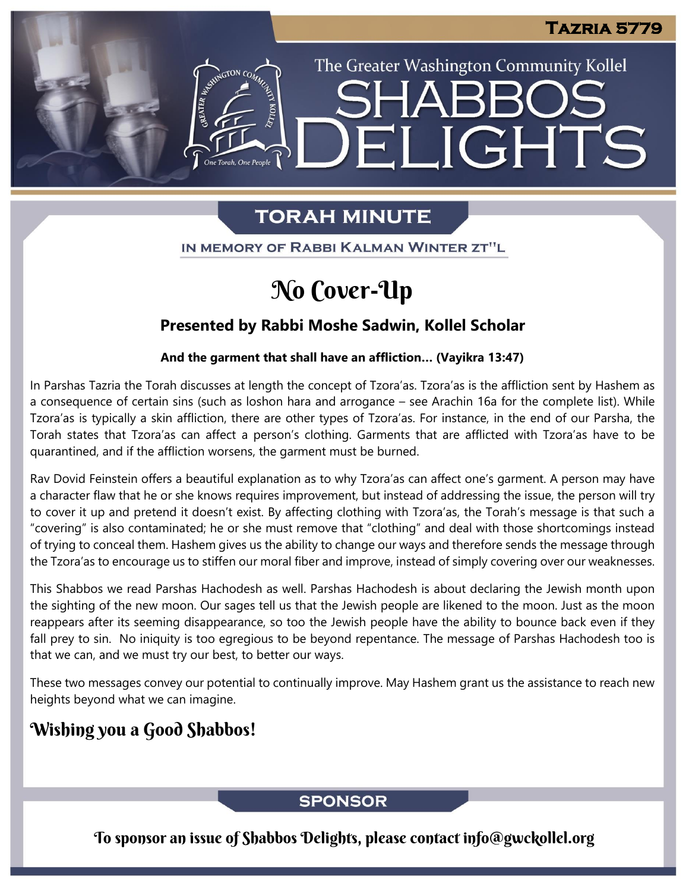# Tazria 5779

The Greater Washington Community Kollel

# SHABBOS DELIGHTS

## TORAH MINUTE

IN MEMORY OF RABBI KALMAN WINTER ZT"L

# No Cover-Up

### Presented by Rabbi Moshe Sadwin, Kollel Scholar

**And the garment that shall have an affliction… (Vayikra 13:47)**

In Parshas Tazria the Torah discusses at length the concept of Tzora'as. Tzora'as is the affliction sent by Hashem as a consequence of certain sins (such as loshon hara and arrogance – see Arachin 16a for the complete list). While Tzora'as is typically a skin affliction, there are other types of Tzora'as. For instance, in the end of our Parsha, the Torah states that Tzora'as can affect a person's clothing. Garments that are afflicted with Tzora'as have to be quarantined, and if the affliction worsens, the garment must be burned.

Rav Dovid Feinstein offers a beautiful explanation as to why Tzora'as can affect one's garment. A person may have a character flaw that he or she knows requires improvement, but instead of addressing the issue, the person will try to cover it up and pretend it doesn't exist. By affecting clothing with Tzora'as, the Torah's message is that such a "covering" is also contaminated; he or she must remove that "clothing" and deal with those shortcomings instead of trying to conceal them. Hashem gives us the ability to change our ways and therefore sends the message through the Tzora'as to encourage us to stiffen our moral fiber and improve, instead of simply covering over our weaknesses.

This Shabbos we read Parshas Hachodesh as well. Parshas Hachodesh is about declaring the Jewish month upon the sighting of the new moon. Our sages tell us that the Jewish people are likened to the moon. Just as the moon reappears after its seeming disappearance, so too the Jewish people have the ability to bounce back even if they fall prey to sin. No iniquity is too egregious to be beyond repentance. The message of Parshas Hachodesh too is that we can, and we must try our best, to better our ways.

These two messages convey our potential to continually improve. May Hashem grant us the assistance to reach new heights beyond what we can imagine.

## Wishing you a Good Shabbos!

## SPONSOR

To sponsor an issue of Shabbos Delights, please contact info@gwckollel.org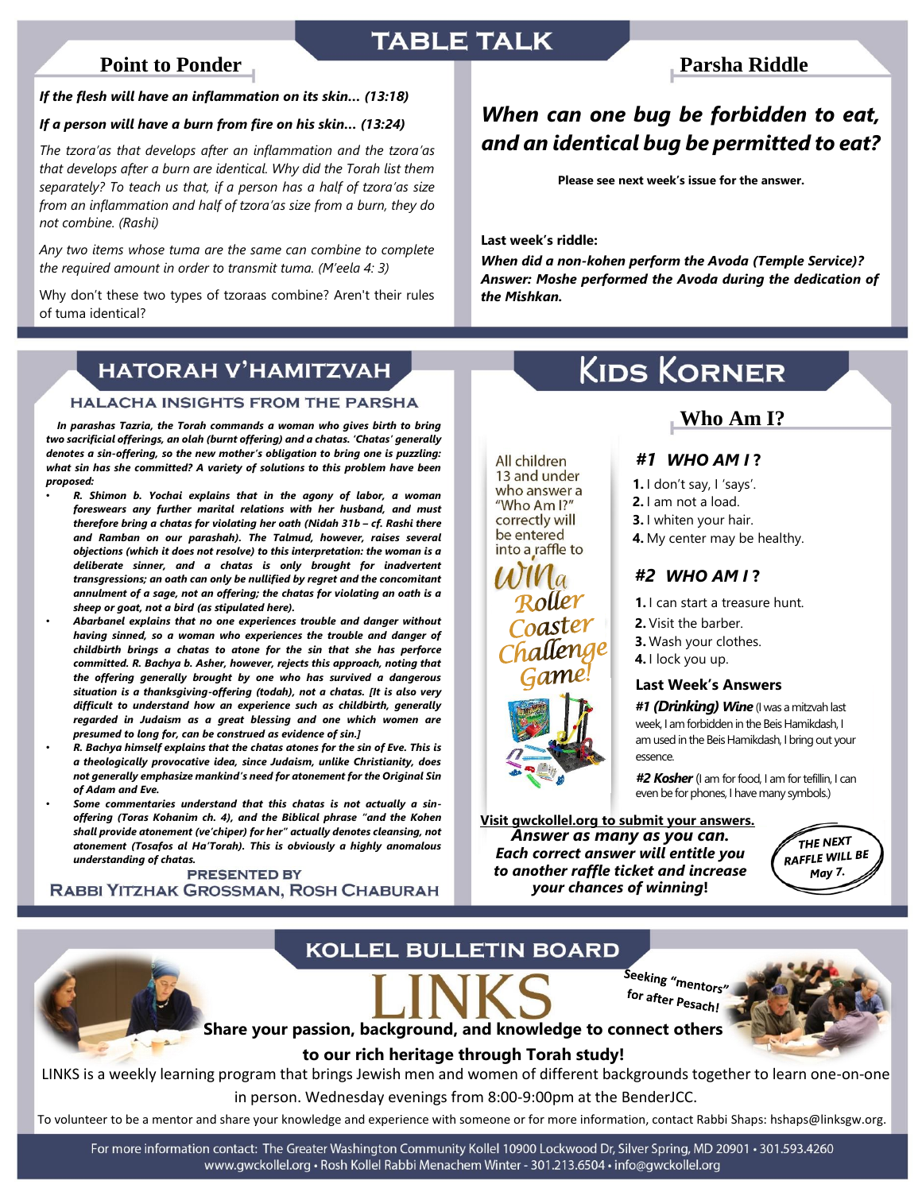# TABLE TALK

## Point to Ponder

***If the flesh will have an inflammation on its skin... (13:18)***

***If a person will have a burn from fire on his skin... (13:24)***

*The tzora'as that develops after an inflammation and the tzora'as that develops after a burn are identical. Why did the Torah list them separately? To teach us that, if a person has a half of tzora'as size from an inflammation and half of tzora'as size from a burn, they do not combine. (Rashi)*

*Any two items whose tuma are the same can combine to complete the required amount in order to transmit tuma. (M'eela 4: 3)*

Why don't these two types of tzoraas combine? Aren't their rules of tuma identical?

## Parsha Riddle

***When can one bug be forbidden to eat, and an identical bug be permitted to eat?***

**Please see next week's issue for the answer.**

**Last week's riddle:**

***When did a non-kohen perform the Avoda (Temple Service)?***
***Answer: Moshe performed the Avoda during the dedication of the Mishkan.***

# HATORAH V'HAMITZVAH

## HALACHA INSIGHTS FROM THE PARSHA

***In parashas Tazria, the Torah commands a woman who gives birth to bring two sacrificial offerings, an olah (burnt offering) and a chatas. 'Chatas' generally denotes a sin-offering, so the new mother's obligation to bring one is puzzling: what sin has she committed? A variety of solutions to this problem have been proposed:***

- ***R. Shimon b. Yochai explains that in the agony of labor, a woman foreswears any further marital relations with her husband, and must therefore bring a chatas for violating her oath (Nidah 31b – cf. Rashi there and Ramban on our parashah). The Talmud, however, raises several objections (which it does not resolve) to this interpretation: the woman is a deliberate sinner, and a chatas is only brought for inadvertent transgressions; an oath can only be nullified by regret and the concomitant annulment of a sage, not an offering; the chatas for violating an oath is a sheep or goat, not a bird (as stipulated here).***
- ***Abarbanel explains that no one experiences trouble and danger without having sinned, so a woman who experiences the trouble and danger of childbirth brings a chatas to atone for the sin that she has perforce committed. R. Bachya b. Asher, however, rejects this approach, noting that the offering generally brought by one who has survived a dangerous situation is a thanksgiving-offering (todah), not a chatas. [It is also very difficult to understand how an experience such as childbirth, generally regarded in Judaism as a great blessing and one which women are presumed to long for, can be construed as evidence of sin.]***
- ***R. Bachya himself explains that the chatas atones for the sin of Eve. This is a theologically provocative idea, since Judaism, unlike Christianity, does not generally emphasize mankind's need for atonement for the Original Sin of Adam and Eve.***
- ***Some commentaries understand that this chatas is not actually a sin-offering (Toras Kohanim ch. 4), and the Biblical phrase "and the Kohen shall provide atonement (ve'chiper) for her" actually denotes cleansing, not atonement (Tosafos al Ha'Torah). This is obviously a highly anomalous understanding of chatas.***

**PRESENTED BY**
**RABBI YITZHAK GROSSMAN, ROSH CHABURAH**

# KIDS KORNER

## Who Am I?

All children 13 and under who answer a "Who Am I?" correctly will be entered into a raffle to Win a Roller Coaster Challenge Game!

### #1 WHO AM I ?

**1.** I don't say, I 'says'.
**2.** I am not a load.
**3.** I whiten your hair.
**4.** My center may be healthy.

### #2 WHO AM I ?

**1.** I can start a treasure hunt.
**2.** Visit the barber.
**3.** Wash your clothes.
**4.** I lock you up.

### Last Week's Answers

***#1 (Drinking) Wine*** (I was a mitzvah last week, I am forbidden in the Beis Hamikdash, I am used in the Beis Hamikdash, I bring out your essence.

***#2 Kosher*** (I am for food, I am for tefillin, I can even be for phones, I have many symbols.)

**Visit gwckollel.org to submit your answers.**
***Answer as many as you can.***
***Each correct answer will entitle you to another raffle ticket and increase your chances of winning!***

***THE NEXT RAFFLE WILL BE May 7.***

# KOLLEL BULLETIN BOARD

## LINKS

**Seeking "mentors" for after Pesach!**

**Share your passion, background, and knowledge to connect others to our rich heritage through Torah study!**

LINKS is a weekly learning program that brings Jewish men and women of different backgrounds together to learn one-on-one in person. Wednesday evenings from 8:00-9:00pm at the BenderJCC.

To volunteer to be a mentor and share your knowledge and experience with someone or for more information, contact Rabbi Shaps: hshaps@linksgw.org.

For more information contact: The Greater Washington Community Kollel 10900 Lockwood Dr, Silver Spring, MD 20901 • 301.593.4260
www.gwckollel.org • Rosh Kollel Rabbi Menachem Winter - 301.213.6504 • info@gwckollel.org